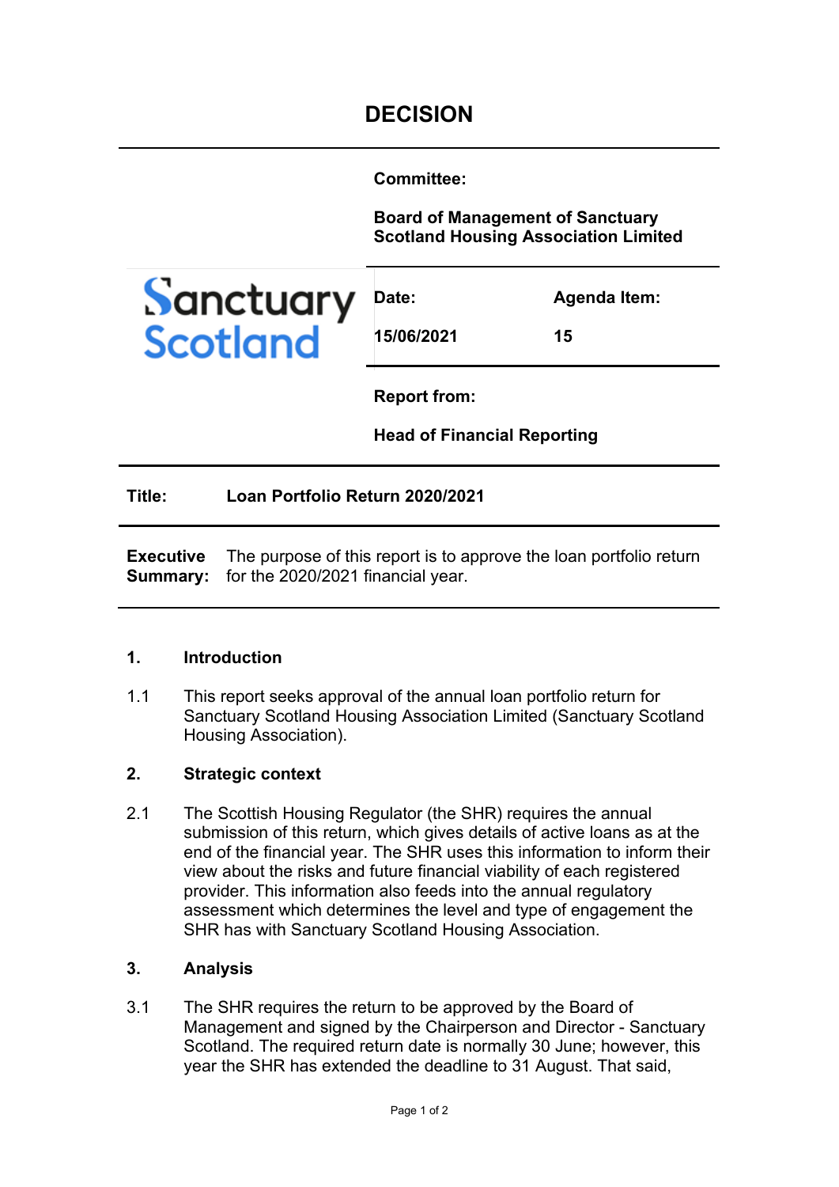# DECISION

**Committee:**

**Board of Management of Sanctuary Scotland Housing Association Limited**

Sanctuary Scotland

| Date: | Agenda Item: |
|---|---|
| 15/06/2021 | 15 |

**Report from:**

**Head of Financial Reporting**

**Title:** **Loan Portfolio Return 2020/2021**

**Executive Summary:** The purpose of this report is to approve the loan portfolio return for the 2020/2021 financial year.

## 1. Introduction

1.1 This report seeks approval of the annual loan portfolio return for Sanctuary Scotland Housing Association Limited (Sanctuary Scotland Housing Association).

## 2. Strategic context

2.1 The Scottish Housing Regulator (the SHR) requires the annual submission of this return, which gives details of active loans as at the end of the financial year. The SHR uses this information to inform their view about the risks and future financial viability of each registered provider. This information also feeds into the annual regulatory assessment which determines the level and type of engagement the SHR has with Sanctuary Scotland Housing Association.

## 3. Analysis

3.1 The SHR requires the return to be approved by the Board of Management and signed by the Chairperson and Director - Sanctuary Scotland. The required return date is normally 30 June; however, this year the SHR has extended the deadline to 31 August. That said,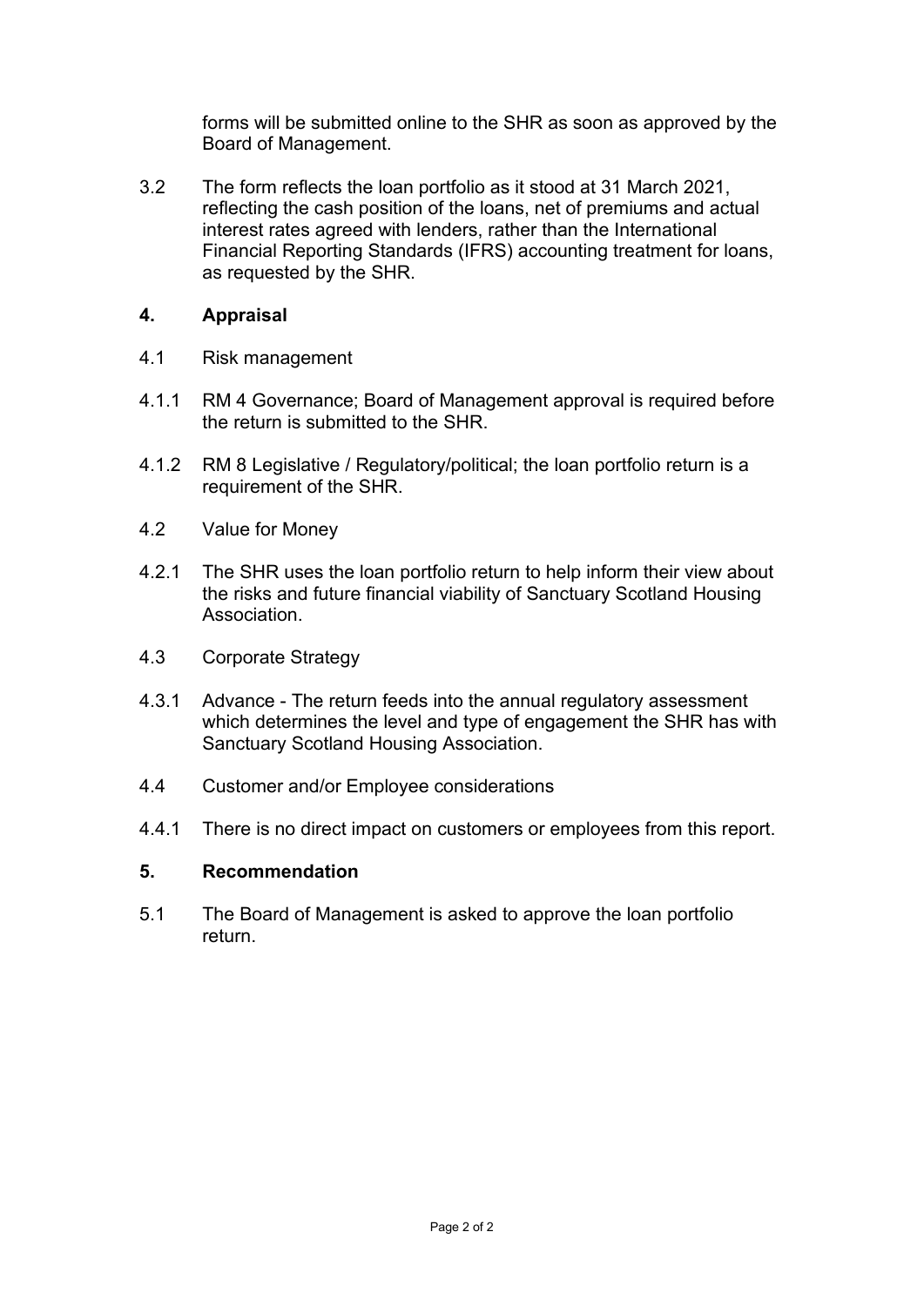forms will be submitted online to the SHR as soon as approved by the Board of Management.

3.2 The form reflects the loan portfolio as it stood at 31 March 2021, reflecting the cash position of the loans, net of premiums and actual interest rates agreed with lenders, rather than the International Financial Reporting Standards (IFRS) accounting treatment for loans, as requested by the SHR.

## 4. Appraisal

4.1 Risk management

4.1.1 RM 4 Governance; Board of Management approval is required before the return is submitted to the SHR.

4.1.2 RM 8 Legislative / Regulatory/political; the loan portfolio return is a requirement of the SHR.

4.2 Value for Money

4.2.1 The SHR uses the loan portfolio return to help inform their view about the risks and future financial viability of Sanctuary Scotland Housing Association.

4.3 Corporate Strategy

4.3.1 Advance - The return feeds into the annual regulatory assessment which determines the level and type of engagement the SHR has with Sanctuary Scotland Housing Association.

4.4 Customer and/or Employee considerations

4.4.1 There is no direct impact on customers or employees from this report.

## 5. Recommendation

5.1 The Board of Management is asked to approve the loan portfolio return.